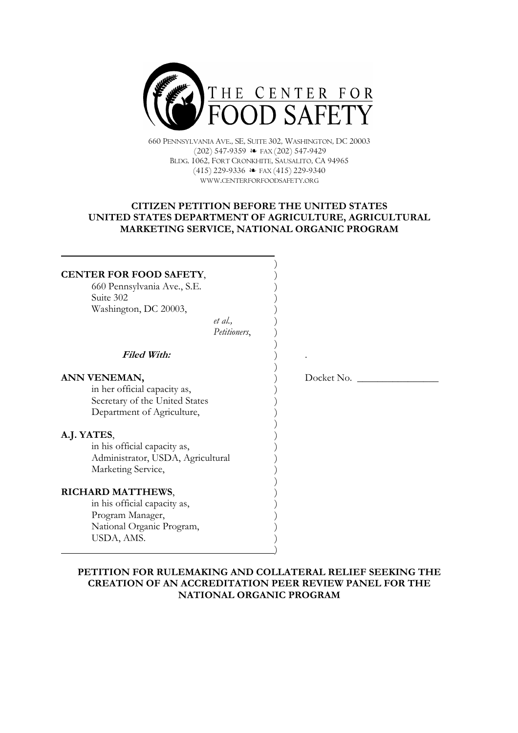THE CENTER FOR FOOD SAFETY

660 Pennsylvania Ave., SE, Suite 302, Washington, DC 20003
(202) 547-9359 ❧ fax (202) 547-9429
Bldg. 1062, Fort Cronkhite, Sausalito, CA 94965
(415) 229-9336 ❧ fax (415) 229-9340
www.centerforfoodsafety.org

**CITIZEN PETITION BEFORE THE UNITED STATES UNITED STATES DEPARTMENT OF AGRICULTURE, AGRICULTURAL MARKETING SERVICE, NATIONAL ORGANIC PROGRAM**

**CENTER FOR FOOD SAFETY**,
660 Pennsylvania Ave., S.E.
Suite 302
Washington, DC 20003,
*et al.,*
*Petitioners*,

***Filed With:***

**ANN VENEMAN,**
in her official capacity as,
Secretary of the United States
Department of Agriculture,

**A.J. YATES**,
in his official capacity as,
Administrator, USDA, Agricultural
Marketing Service,

**RICHARD MATTHEWS**,
in his official capacity as,
Program Manager,
National Organic Program,
USDA, AMS.

Docket No. ________________

**PETITION FOR RULEMAKING AND COLLATERAL RELIEF SEEKING THE CREATION OF AN ACCREDITATION PEER REVIEW PANEL FOR THE NATIONAL ORGANIC PROGRAM**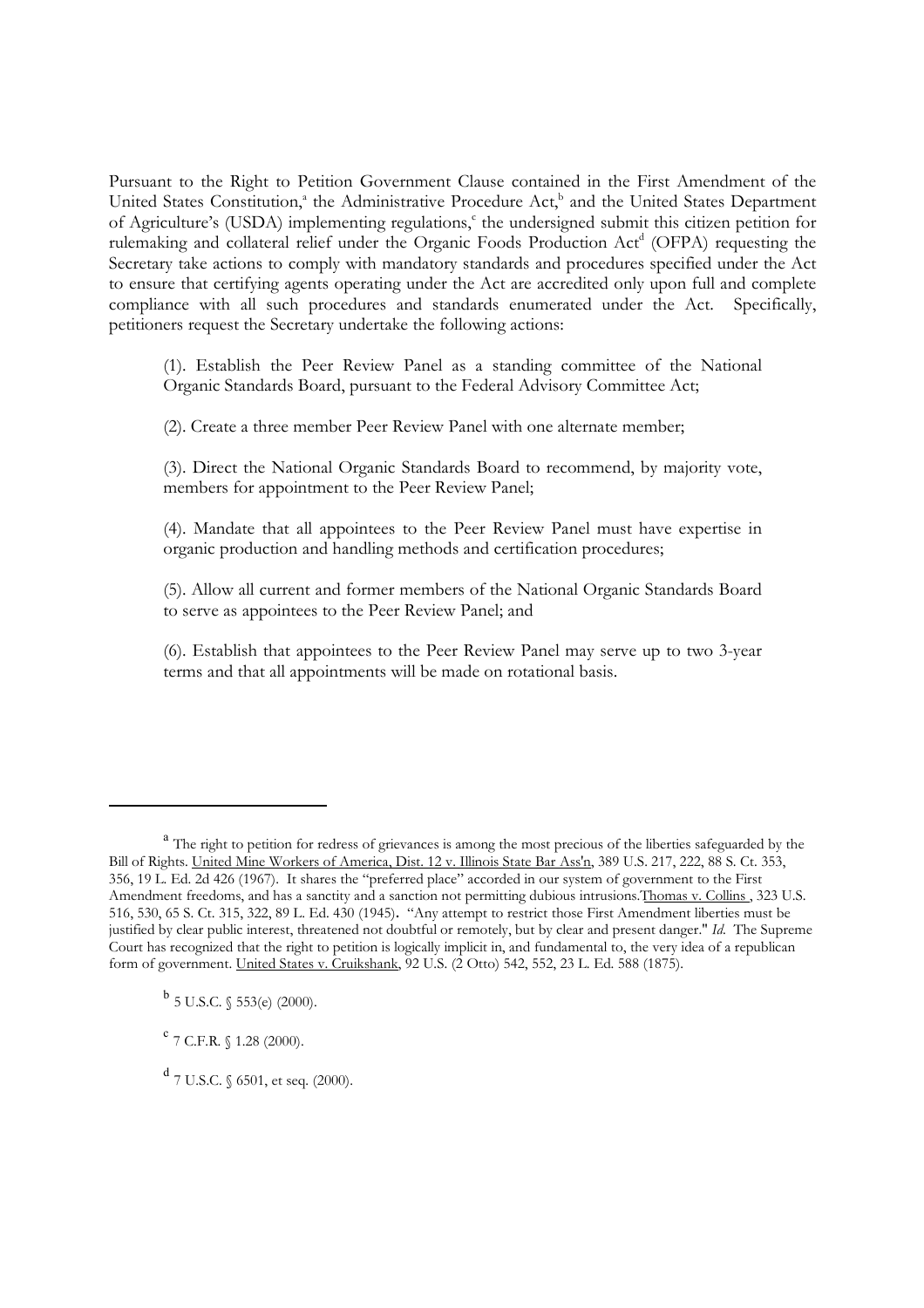Pursuant to the Right to Petition Government Clause contained in the First Amendment of the United States Constitution,[a] the Administrative Procedure Act,[b] and the United States Department of Agriculture's (USDA) implementing regulations,[c] the undersigned submit this citizen petition for rulemaking and collateral relief under the Organic Foods Production Act[d] (OFPA) requesting the Secretary take actions to comply with mandatory standards and procedures specified under the Act to ensure that certifying agents operating under the Act are accredited only upon full and complete compliance with all such procedures and standards enumerated under the Act. Specifically, petitioners request the Secretary undertake the following actions:

> (1). Establish the Peer Review Panel as a standing committee of the National Organic Standards Board, pursuant to the Federal Advisory Committee Act;
>
> (2). Create a three member Peer Review Panel with one alternate member;
>
> (3). Direct the National Organic Standards Board to recommend, by majority vote, members for appointment to the Peer Review Panel;
>
> (4). Mandate that all appointees to the Peer Review Panel must have expertise in organic production and handling methods and certification procedures;
>
> (5). Allow all current and former members of the National Organic Standards Board to serve as appointees to the Peer Review Panel; and
>
> (6). Establish that appointees to the Peer Review Panel may serve up to two 3-year terms and that all appointments will be made on rotational basis.

---

[a] The right to petition for redress of grievances is among the most precious of the liberties safeguarded by the Bill of Rights. United Mine Workers of America, Dist. 12 v. Illinois State Bar Ass'n, 389 U.S. 217, 222, 88 S. Ct. 353, 356, 19 L. Ed. 2d 426 (1967). It shares the "preferred place" accorded in our system of government to the First Amendment freedoms, and has a sanctity and a sanction not permitting dubious intrusions. Thomas v. Collins , 323 U.S. 516, 530, 65 S. Ct. 315, 322, 89 L. Ed. 430 (1945). "Any attempt to restrict those First Amendment liberties must be justified by clear public interest, threatened not doubtful or remotely, but by clear and present danger." *Id.* The Supreme Court has recognized that the right to petition is logically implicit in, and fundamental to, the very idea of a republican form of government. United States v. Cruikshank, 92 U.S. (2 Otto) 542, 552, 23 L. Ed. 588 (1875).

[b] 5 U.S.C. § 553(e) (2000).

[c] 7 C.F.R. § 1.28 (2000).

[d] 7 U.S.C. § 6501, et seq. (2000).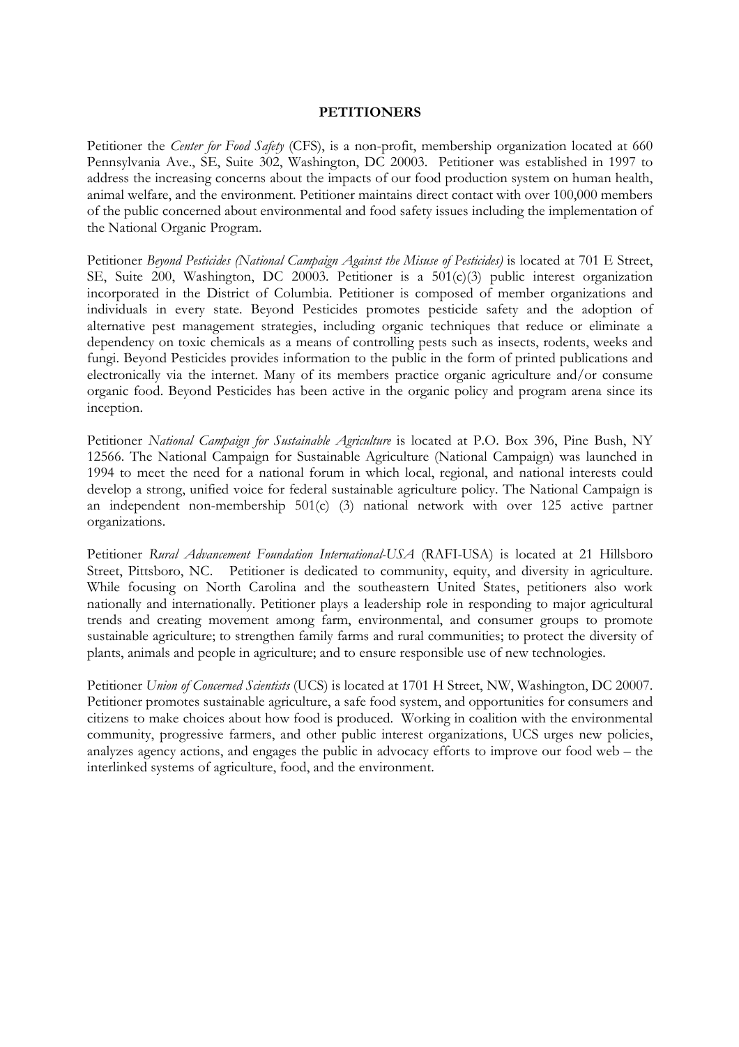**PETITIONERS**

Petitioner the *Center for Food Safety* (CFS), is a non-profit, membership organization located at 660 Pennsylvania Ave., SE, Suite 302, Washington, DC 20003. Petitioner was established in 1997 to address the increasing concerns about the impacts of our food production system on human health, animal welfare, and the environment. Petitioner maintains direct contact with over 100,000 members of the public concerned about environmental and food safety issues including the implementation of the National Organic Program.

Petitioner *Beyond Pesticides (National Campaign Against the Misuse of Pesticides)* is located at 701 E Street, SE, Suite 200, Washington, DC 20003. Petitioner is a 501(c)(3) public interest organization incorporated in the District of Columbia. Petitioner is composed of member organizations and individuals in every state. Beyond Pesticides promotes pesticide safety and the adoption of alternative pest management strategies, including organic techniques that reduce or eliminate a dependency on toxic chemicals as a means of controlling pests such as insects, rodents, weeks and fungi. Beyond Pesticides provides information to the public in the form of printed publications and electronically via the internet. Many of its members practice organic agriculture and/or consume organic food. Beyond Pesticides has been active in the organic policy and program arena since its inception.

Petitioner *National Campaign for Sustainable Agriculture* is located at P.O. Box 396, Pine Bush, NY 12566. The National Campaign for Sustainable Agriculture (National Campaign) was launched in 1994 to meet the need for a national forum in which local, regional, and national interests could develop a strong, unified voice for federal sustainable agriculture policy. The National Campaign is an independent non-membership 501(c) (3) national network with over 125 active partner organizations.

Petitioner *Rural Advancement Foundation International-USA* (RAFI-USA) is located at 21 Hillsboro Street, Pittsboro, NC. Petitioner is dedicated to community, equity, and diversity in agriculture. While focusing on North Carolina and the southeastern United States, petitioners also work nationally and internationally. Petitioner plays a leadership role in responding to major agricultural trends and creating movement among farm, environmental, and consumer groups to promote sustainable agriculture; to strengthen family farms and rural communities; to protect the diversity of plants, animals and people in agriculture; and to ensure responsible use of new technologies.

Petitioner *Union of Concerned Scientists* (UCS) is located at 1701 H Street, NW, Washington, DC 20007. Petitioner promotes sustainable agriculture, a safe food system, and opportunities for consumers and citizens to make choices about how food is produced. Working in coalition with the environmental community, progressive farmers, and other public interest organizations, UCS urges new policies, analyzes agency actions, and engages the public in advocacy efforts to improve our food web – the interlinked systems of agriculture, food, and the environment.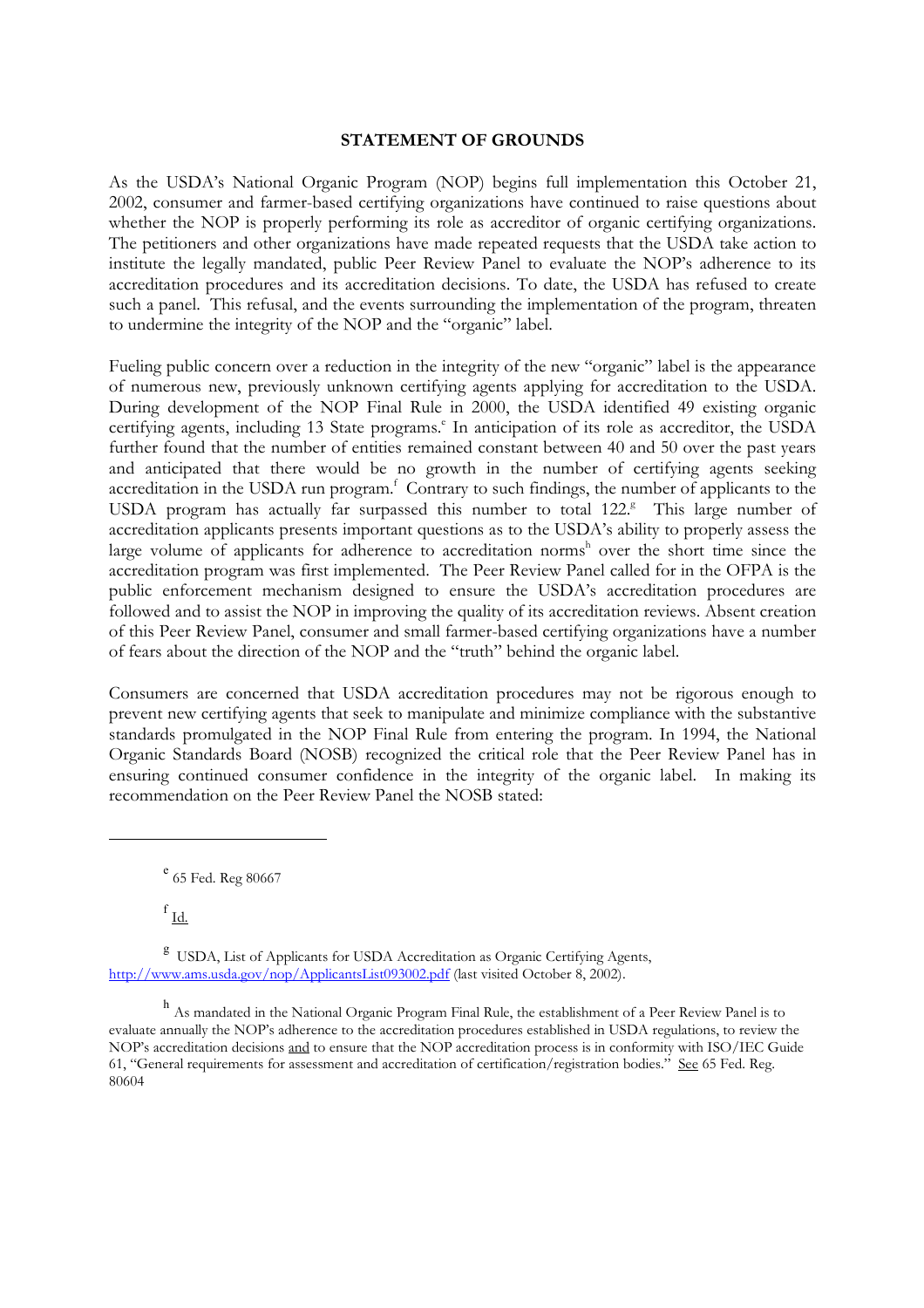**STATEMENT OF GROUNDS**

As the USDA's National Organic Program (NOP) begins full implementation this October 21, 2002, consumer and farmer-based certifying organizations have continued to raise questions about whether the NOP is properly performing its role as accreditor of organic certifying organizations. The petitioners and other organizations have made repeated requests that the USDA take action to institute the legally mandated, public Peer Review Panel to evaluate the NOP's adherence to its accreditation procedures and its accreditation decisions. To date, the USDA has refused to create such a panel. This refusal, and the events surrounding the implementation of the program, threaten to undermine the integrity of the NOP and the "organic" label.

Fueling public concern over a reduction in the integrity of the new "organic" label is the appearance of numerous new, previously unknown certifying agents applying for accreditation to the USDA. During development of the NOP Final Rule in 2000, the USDA identified 49 existing organic certifying agents, including 13 State programs.[e] In anticipation of its role as accreditor, the USDA further found that the number of entities remained constant between 40 and 50 over the past years and anticipated that there would be no growth in the number of certifying agents seeking accreditation in the USDA run program.[f] Contrary to such findings, the number of applicants to the USDA program has actually far surpassed this number to total 122.[g] This large number of accreditation applicants presents important questions as to the USDA's ability to properly assess the large volume of applicants for adherence to accreditation norms[h] over the short time since the accreditation program was first implemented. The Peer Review Panel called for in the OFPA is the public enforcement mechanism designed to ensure the USDA's accreditation procedures are followed and to assist the NOP in improving the quality of its accreditation reviews. Absent creation of this Peer Review Panel, consumer and small farmer-based certifying organizations have a number of fears about the direction of the NOP and the "truth" behind the organic label.

Consumers are concerned that USDA accreditation procedures may not be rigorous enough to prevent new certifying agents that seek to manipulate and minimize compliance with the substantive standards promulgated in the NOP Final Rule from entering the program. In 1994, the National Organic Standards Board (NOSB) recognized the critical role that the Peer Review Panel has in ensuring continued consumer confidence in the integrity of the organic label. In making its recommendation on the Peer Review Panel the NOSB stated:

---

[e] 65 Fed. Reg 80667

[f] Id.

[g] USDA, List of Applicants for USDA Accreditation as Organic Certifying Agents, http://www.ams.usda.gov/nop/ApplicantsList093002.pdf (last visited October 8, 2002).

[h] As mandated in the National Organic Program Final Rule, the establishment of a Peer Review Panel is to evaluate annually the NOP's adherence to the accreditation procedures established in USDA regulations, to review the NOP's accreditation decisions and to ensure that the NOP accreditation process is in conformity with ISO/IEC Guide 61, "General requirements for assessment and accreditation of certification/registration bodies." See 65 Fed. Reg. 80604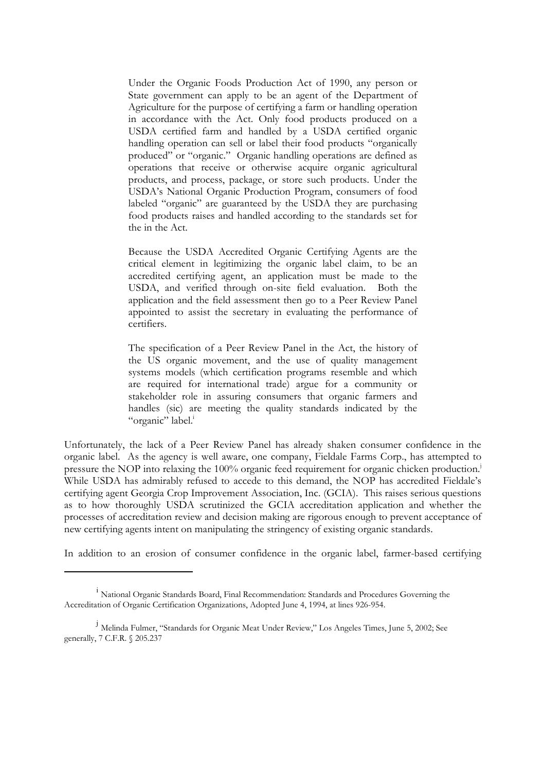> Under the Organic Foods Production Act of 1990, any person or State government can apply to be an agent of the Department of Agriculture for the purpose of certifying a farm or handling operation in accordance with the Act. Only food products produced on a USDA certified farm and handled by a USDA certified organic handling operation can sell or label their food products "organically produced" or "organic." Organic handling operations are defined as operations that receive or otherwise acquire organic agricultural products, and process, package, or store such products. Under the USDA's National Organic Production Program, consumers of food labeled "organic" are guaranteed by the USDA they are purchasing food products raises and handled according to the standards set for the in the Act.
>
> Because the USDA Accredited Organic Certifying Agents are the critical element in legitimizing the organic label claim, to be an accredited certifying agent, an application must be made to the USDA, and verified through on-site field evaluation. Both the application and the field assessment then go to a Peer Review Panel appointed to assist the secretary in evaluating the performance of certifiers.
>
> The specification of a Peer Review Panel in the Act, the history of the US organic movement, and the use of quality management systems models (which certification programs resemble and which are required for international trade) argue for a community or stakeholder role in assuring consumers that organic farmers and handles (sic) are meeting the quality standards indicated by the "organic" label.[i]

Unfortunately, the lack of a Peer Review Panel has already shaken consumer confidence in the organic label. As the agency is well aware, one company, Fieldale Farms Corp., has attempted to pressure the NOP into relaxing the 100% organic feed requirement for organic chicken production.[j] While USDA has admirably refused to accede to this demand, the NOP has accredited Fieldale's certifying agent Georgia Crop Improvement Association, Inc. (GCIA). This raises serious questions as to how thoroughly USDA scrutinized the GCIA accreditation application and whether the processes of accreditation review and decision making are rigorous enough to prevent acceptance of new certifying agents intent on manipulating the stringency of existing organic standards.

In addition to an erosion of consumer confidence in the organic label, farmer-based certifying

---

[i] National Organic Standards Board, Final Recommendation: Standards and Procedures Governing the Accreditation of Organic Certification Organizations, Adopted June 4, 1994, at lines 926-954.

[j] Melinda Fulmer, "Standards for Organic Meat Under Review," Los Angeles Times, June 5, 2002; See generally, 7 C.F.R. § 205.237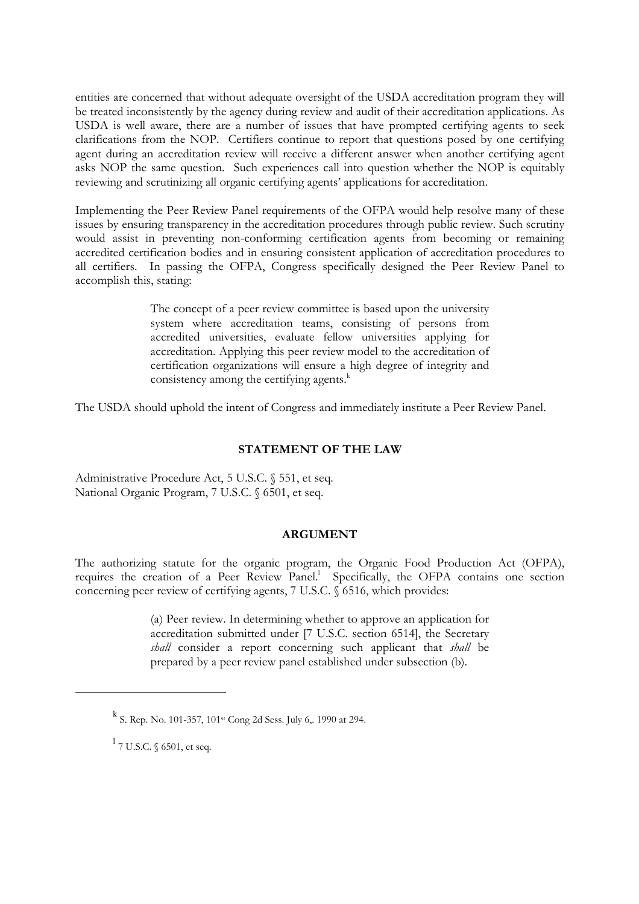entities are concerned that without adequate oversight of the USDA accreditation program they will be treated inconsistently by the agency during review and audit of their accreditation applications. As USDA is well aware, there are a number of issues that have prompted certifying agents to seek clarifications from the NOP. Certifiers continue to report that questions posed by one certifying agent during an accreditation review will receive a different answer when another certifying agent asks NOP the same question. Such experiences call into question whether the NOP is equitably reviewing and scrutinizing all organic certifying agents' applications for accreditation.

Implementing the Peer Review Panel requirements of the OFPA would help resolve many of these issues by ensuring transparency in the accreditation procedures through public review. Such scrutiny would assist in preventing non-conforming certification agents from becoming or remaining accredited certification bodies and in ensuring consistent application of accreditation procedures to all certifiers. In passing the OFPA, Congress specifically designed the Peer Review Panel to accomplish this, stating:

> The concept of a peer review committee is based upon the university system where accreditation teams, consisting of persons from accredited universities, evaluate fellow universities applying for accreditation. Applying this peer review model to the accreditation of certification organizations will ensure a high degree of integrity and consistency among the certifying agents.[k]

The USDA should uphold the intent of Congress and immediately institute a Peer Review Panel.

**STATEMENT OF THE LAW**

Administrative Procedure Act, 5 U.S.C. § 551, et seq.
National Organic Program, 7 U.S.C. § 6501, et seq.

**ARGUMENT**

The authorizing statute for the organic program, the Organic Food Production Act (OFPA), requires the creation of a Peer Review Panel.[l] Specifically, the OFPA contains one section concerning peer review of certifying agents, 7 U.S.C. § 6516, which provides:

> (a) Peer review. In determining whether to approve an application for accreditation submitted under [7 U.S.C. section 6514], the Secretary *shall* consider a report concerning such applicant that *shall* be prepared by a peer review panel established under subsection (b).

---

[k] S. Rep. No. 101-357, 101st Cong 2d Sess. July 6,. 1990 at 294.

[l] 7 U.S.C. § 6501, et seq.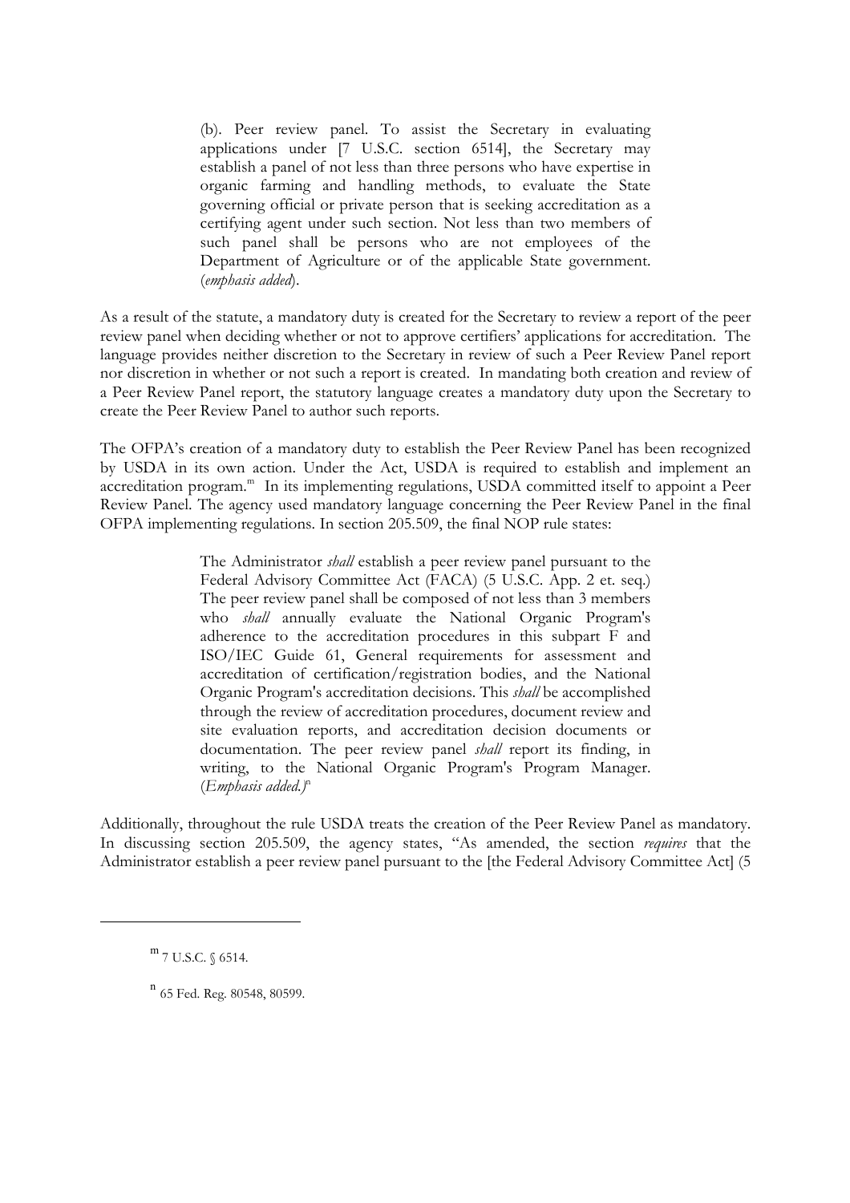> (b). Peer review panel. To assist the Secretary in evaluating applications under [7 U.S.C. section 6514], the Secretary may establish a panel of not less than three persons who have expertise in organic farming and handling methods, to evaluate the State governing official or private person that is seeking accreditation as a certifying agent under such section. Not less than two members of such panel shall be persons who are not employees of the Department of Agriculture or of the applicable State government. (*emphasis added*).

As a result of the statute, a mandatory duty is created for the Secretary to review a report of the peer review panel when deciding whether or not to approve certifiers' applications for accreditation. The language provides neither discretion to the Secretary in review of such a Peer Review Panel report nor discretion in whether or not such a report is created. In mandating both creation and review of a Peer Review Panel report, the statutory language creates a mandatory duty upon the Secretary to create the Peer Review Panel to author such reports.

The OFPA's creation of a mandatory duty to establish the Peer Review Panel has been recognized by USDA in its own action. Under the Act, USDA is required to establish and implement an accreditation program.[m] In its implementing regulations, USDA committed itself to appoint a Peer Review Panel. The agency used mandatory language concerning the Peer Review Panel in the final OFPA implementing regulations. In section 205.509, the final NOP rule states:

> The Administrator *shall* establish a peer review panel pursuant to the Federal Advisory Committee Act (FACA) (5 U.S.C. App. 2 et. seq.) The peer review panel shall be composed of not less than 3 members who *shall* annually evaluate the National Organic Program's adherence to the accreditation procedures in this subpart F and ISO/IEC Guide 61, General requirements for assessment and accreditation of certification/registration bodies, and the National Organic Program's accreditation decisions. This *shall* be accomplished through the review of accreditation procedures, document review and site evaluation reports, and accreditation decision documents or documentation. The peer review panel *shall* report its finding, in writing, to the National Organic Program's Program Manager. (*Emphasis added.)*[n]

Additionally, throughout the rule USDA treats the creation of the Peer Review Panel as mandatory. In discussing section 205.509, the agency states, "As amended, the section *requires* that the Administrator establish a peer review panel pursuant to the [the Federal Advisory Committee Act] (5

---

[m] 7 U.S.C. § 6514.

[n] 65 Fed. Reg. 80548, 80599.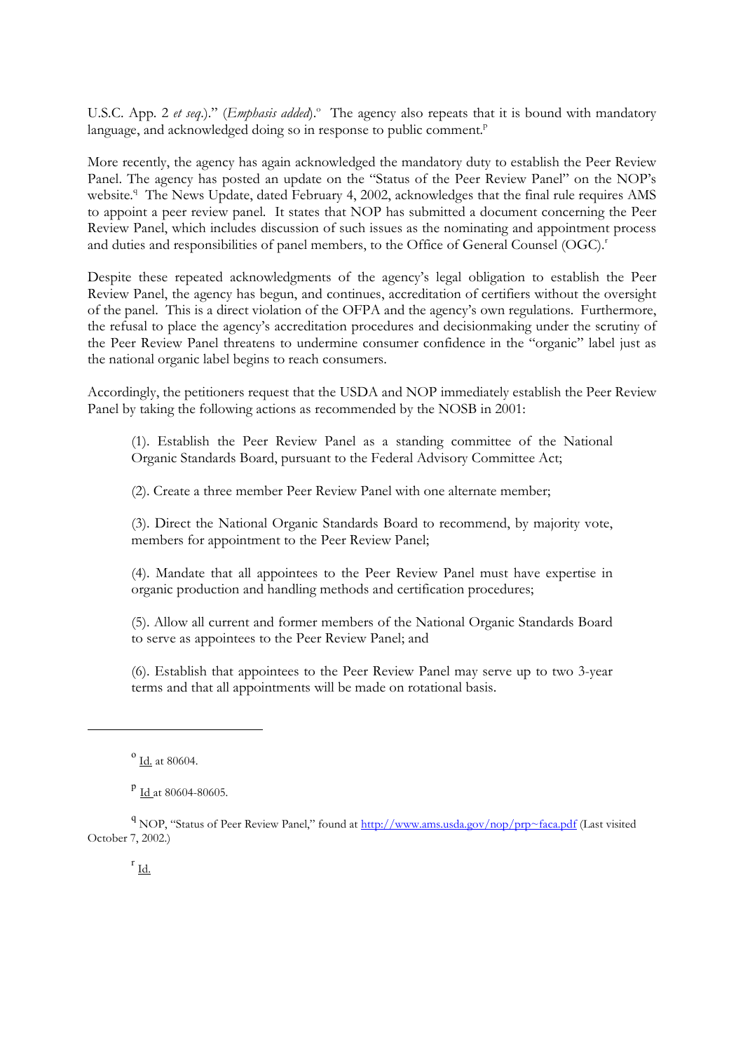U.S.C. App. 2 *et seq*.)." (*Emphasis added*).[o] The agency also repeats that it is bound with mandatory language, and acknowledged doing so in response to public comment.[p]

More recently, the agency has again acknowledged the mandatory duty to establish the Peer Review Panel. The agency has posted an update on the "Status of the Peer Review Panel" on the NOP's website.[q] The News Update, dated February 4, 2002, acknowledges that the final rule requires AMS to appoint a peer review panel. It states that NOP has submitted a document concerning the Peer Review Panel, which includes discussion of such issues as the nominating and appointment process and duties and responsibilities of panel members, to the Office of General Counsel (OGC).[r]

Despite these repeated acknowledgments of the agency's legal obligation to establish the Peer Review Panel, the agency has begun, and continues, accreditation of certifiers without the oversight of the panel. This is a direct violation of the OFPA and the agency's own regulations. Furthermore, the refusal to place the agency's accreditation procedures and decisionmaking under the scrutiny of the Peer Review Panel threatens to undermine consumer confidence in the "organic" label just as the national organic label begins to reach consumers.

Accordingly, the petitioners request that the USDA and NOP immediately establish the Peer Review Panel by taking the following actions as recommended by the NOSB in 2001:

> (1). Establish the Peer Review Panel as a standing committee of the National Organic Standards Board, pursuant to the Federal Advisory Committee Act;
>
> (2). Create a three member Peer Review Panel with one alternate member;
>
> (3). Direct the National Organic Standards Board to recommend, by majority vote, members for appointment to the Peer Review Panel;
>
> (4). Mandate that all appointees to the Peer Review Panel must have expertise in organic production and handling methods and certification procedures;
>
> (5). Allow all current and former members of the National Organic Standards Board to serve as appointees to the Peer Review Panel; and
>
> (6). Establish that appointees to the Peer Review Panel may serve up to two 3-year terms and that all appointments will be made on rotational basis.

---

[o] Id. at 80604.

[p] Id at 80604-80605.

[q] NOP, "Status of Peer Review Panel," found at http://www.ams.usda.gov/nop/prp~faca.pdf (Last visited October 7, 2002.)

[r] Id.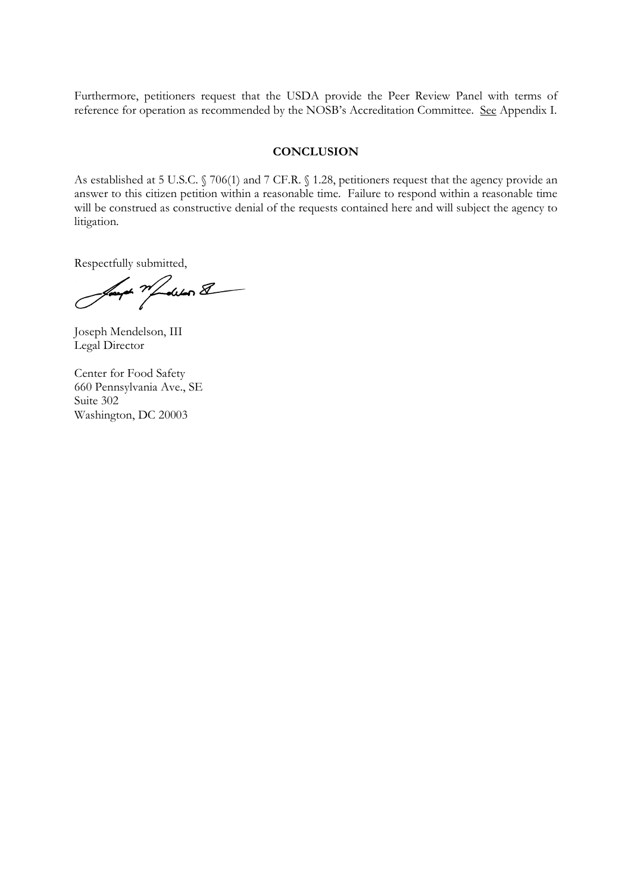Furthermore, petitioners request that the USDA provide the Peer Review Panel with terms of reference for operation as recommended by the NOSB's Accreditation Committee. See Appendix I.

## CONCLUSION

As established at 5 U.S.C. § 706(1) and 7 CF.R. § 1.28, petitioners request that the agency provide an answer to this citizen petition within a reasonable time. Failure to respond within a reasonable time will be construed as constructive denial of the requests contained here and will subject the agency to litigation.

Respectfully submitted,

Joseph Mendelson, III
Legal Director

Center for Food Safety
660 Pennsylvania Ave., SE
Suite 302
Washington, DC 20003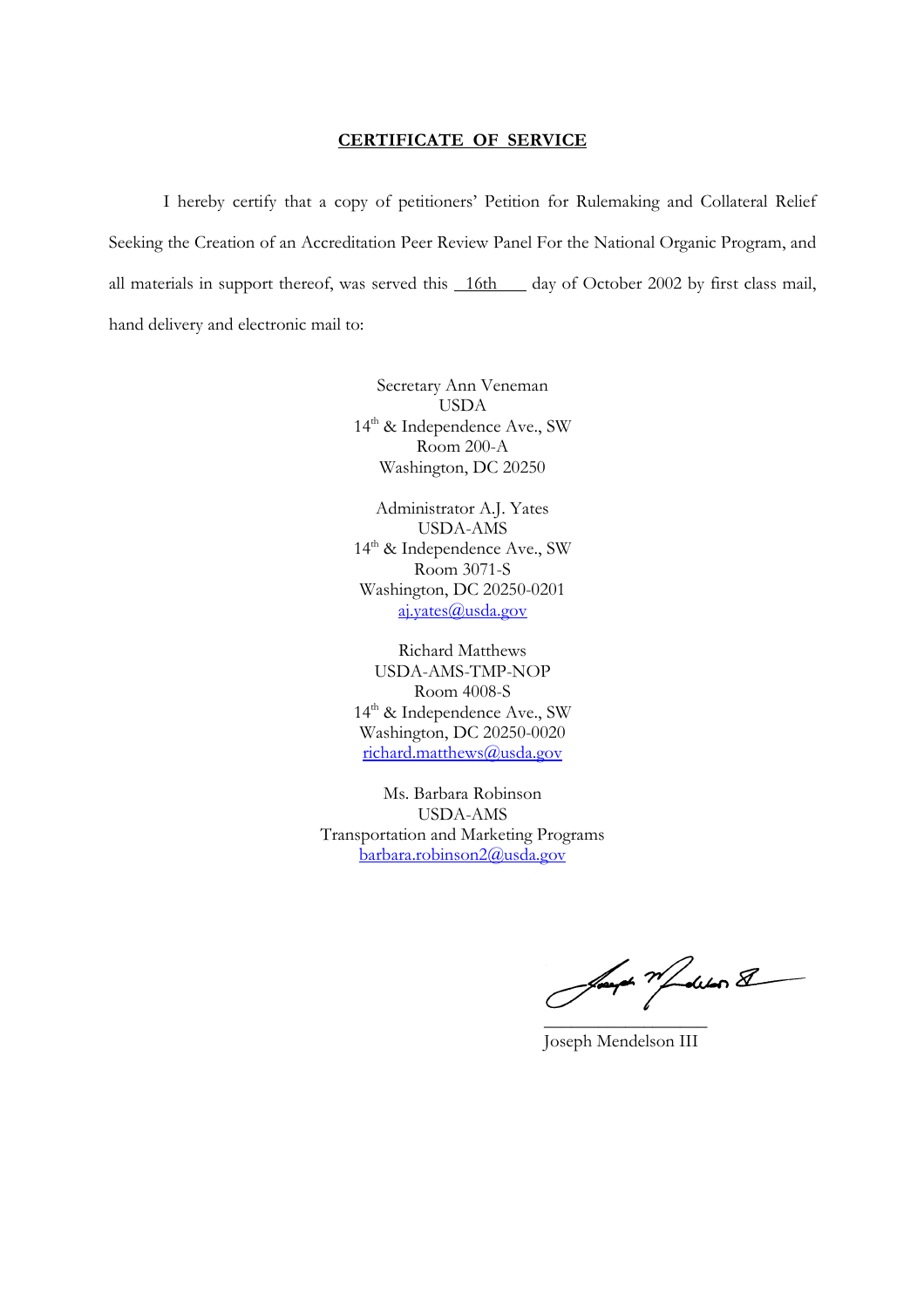**CERTIFICATE OF SERVICE**

I hereby certify that a copy of petitioners' Petition for Rulemaking and Collateral Relief Seeking the Creation of an Accreditation Peer Review Panel For the National Organic Program, and all materials in support thereof, was served this 16th day of October 2002 by first class mail, hand delivery and electronic mail to:

Secretary Ann Veneman
USDA
14th & Independence Ave., SW
Room 200-A
Washington, DC 20250

Administrator A.J. Yates
USDA-AMS
14th & Independence Ave., SW
Room 3071-S
Washington, DC 20250-0201
aj.yates@usda.gov

Richard Matthews
USDA-AMS-TMP-NOP
Room 4008-S
14th & Independence Ave., SW
Washington, DC 20250-0020
richard.matthews@usda.gov

Ms. Barbara Robinson
USDA-AMS
Transportation and Marketing Programs
barbara.robinson2@usda.gov

Joseph Mendelson III